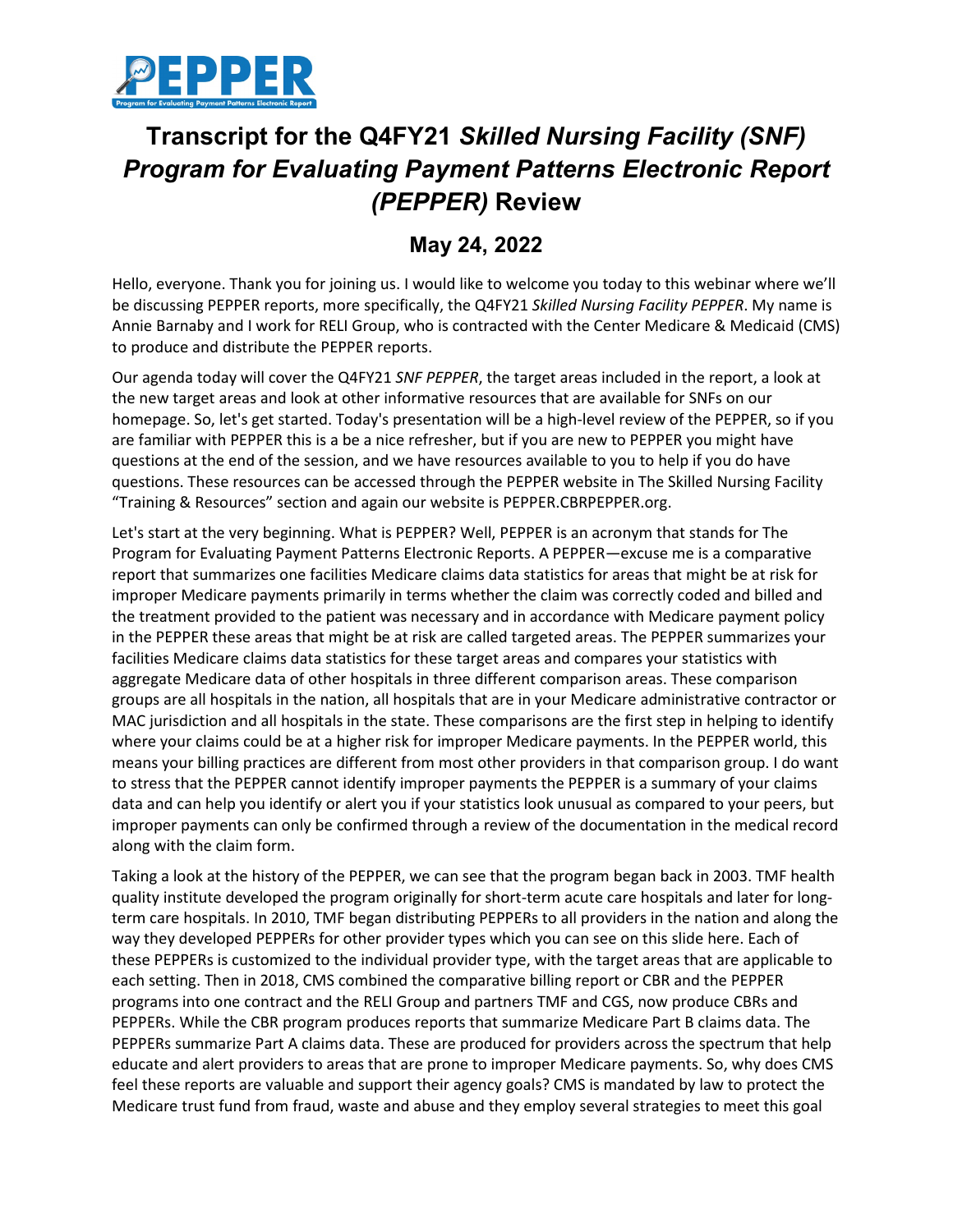# Transcript for the Q4FY21 *Skilled Nursing Facility (SNF) Program for Evaluating Payment Patterns Electronic Report (PEPPER)* Review

## May 24, 2022

Hello, everyone. Thank you for joining us. I would like to welcome you today to this webinar where we'll be discussing PEPPER reports, more specifically, the Q4FY21 *Skilled Nursing Facility PEPPER*. My name is Annie Barnaby and I work for RELI Group, who is contracted with the Center Medicare & Medicaid (CMS) to produce and distribute the PEPPER reports.

Our agenda today will cover the Q4FY21 *SNF PEPPER*, the target areas included in the report, a look at the new target areas and look at other informative resources that are available for SNFs on our homepage. So, let's get started. Today's presentation will be a high-level review of the PEPPER, so if you are familiar with PEPPER this is a be a nice refresher, but if you are new to PEPPER you might have questions at the end of the session, and we have resources available to you to help if you do have questions. These resources can be accessed through the PEPPER website in The Skilled Nursing Facility "Training & Resources" section and again our website is PEPPER.CBRPEPPER.org.

Let's start at the very beginning. What is PEPPER? Well, PEPPER is an acronym that stands for The Program for Evaluating Payment Patterns Electronic Reports. A PEPPER—excuse me is a comparative report that summarizes one facilities Medicare claims data statistics for areas that might be at risk for improper Medicare payments primarily in terms whether the claim was correctly coded and billed and the treatment provided to the patient was necessary and in accordance with Medicare payment policy in the PEPPER these areas that might be at risk are called targeted areas. The PEPPER summarizes your facilities Medicare claims data statistics for these target areas and compares your statistics with aggregate Medicare data of other hospitals in three different comparison areas. These comparison groups are all hospitals in the nation, all hospitals that are in your Medicare administrative contractor or MAC jurisdiction and all hospitals in the state. These comparisons are the first step in helping to identify where your claims could be at a higher risk for improper Medicare payments. In the PEPPER world, this means your billing practices are different from most other providers in that comparison group. I do want to stress that the PEPPER cannot identify improper payments the PEPPER is a summary of your claims data and can help you identify or alert you if your statistics look unusual as compared to your peers, but improper payments can only be confirmed through a review of the documentation in the medical record along with the claim form.

Taking a look at the history of the PEPPER, we can see that the program began back in 2003. TMF health quality institute developed the program originally for short-term acute care hospitals and later for long-term care hospitals. In 2010, TMF began distributing PEPPERs to all providers in the nation and along the way they developed PEPPERs for other provider types which you can see on this slide here. Each of these PEPPERs is customized to the individual provider type, with the target areas that are applicable to each setting. Then in 2018, CMS combined the comparative billing report or CBR and the PEPPER programs into one contract and the RELI Group and partners TMF and CGS, now produce CBRs and PEPPERs. While the CBR program produces reports that summarize Medicare Part B claims data. The PEPPERs summarize Part A claims data. These are produced for providers across the spectrum that help educate and alert providers to areas that are prone to improper Medicare payments. So, why does CMS feel these reports are valuable and support their agency goals? CMS is mandated by law to protect the Medicare trust fund from fraud, waste and abuse and they employ several strategies to meet this goal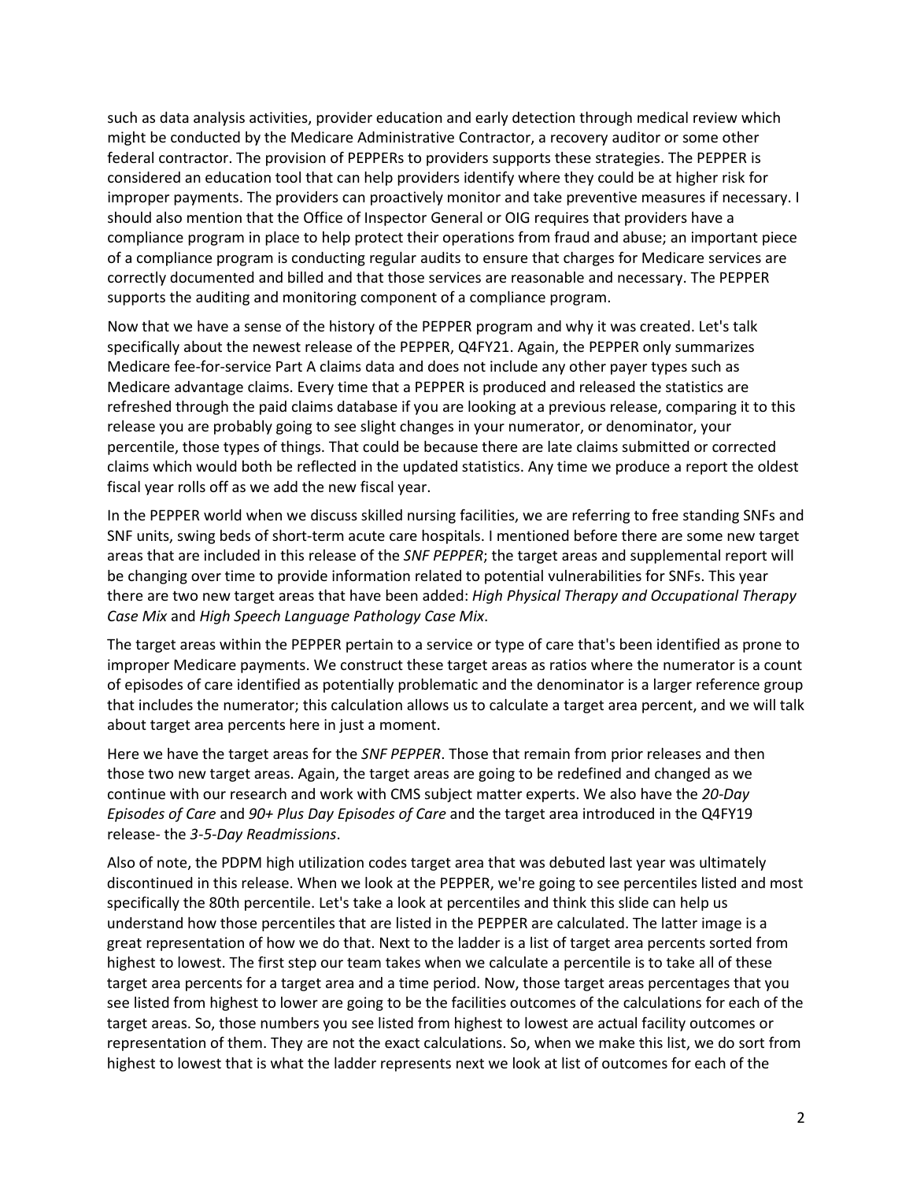such as data analysis activities, provider education and early detection through medical review which might be conducted by the Medicare Administrative Contractor, a recovery auditor or some other federal contractor. The provision of PEPPERs to providers supports these strategies. The PEPPER is considered an education tool that can help providers identify where they could be at higher risk for improper payments. The providers can proactively monitor and take preventive measures if necessary. I should also mention that the Office of Inspector General or OIG requires that providers have a compliance program in place to help protect their operations from fraud and abuse; an important piece of a compliance program is conducting regular audits to ensure that charges for Medicare services are correctly documented and billed and that those services are reasonable and necessary. The PEPPER supports the auditing and monitoring component of a compliance program.

Now that we have a sense of the history of the PEPPER program and why it was created. Let's talk specifically about the newest release of the PEPPER, Q4FY21. Again, the PEPPER only summarizes Medicare fee-for-service Part A claims data and does not include any other payer types such as Medicare advantage claims. Every time that a PEPPER is produced and released the statistics are refreshed through the paid claims database if you are looking at a previous release, comparing it to this release you are probably going to see slight changes in your numerator, or denominator, your percentile, those types of things. That could be because there are late claims submitted or corrected claims which would both be reflected in the updated statistics. Any time we produce a report the oldest fiscal year rolls off as we add the new fiscal year.

In the PEPPER world when we discuss skilled nursing facilities, we are referring to free standing SNFs and SNF units, swing beds of short-term acute care hospitals. I mentioned before there are some new target areas that are included in this release of the *SNF PEPPER*; the target areas and supplemental report will be changing over time to provide information related to potential vulnerabilities for SNFs. This year there are two new target areas that have been added: *High Physical Therapy and Occupational Therapy Case Mix* and *High Speech Language Pathology Case Mix*.

The target areas within the PEPPER pertain to a service or type of care that's been identified as prone to improper Medicare payments. We construct these target areas as ratios where the numerator is a count of episodes of care identified as potentially problematic and the denominator is a larger reference group that includes the numerator; this calculation allows us to calculate a target area percent, and we will talk about target area percents here in just a moment.

Here we have the target areas for the *SNF PEPPER*. Those that remain from prior releases and then those two new target areas. Again, the target areas are going to be redefined and changed as we continue with our research and work with CMS subject matter experts. We also have the *20-Day Episodes of Care* and *90+ Plus Day Episodes of Care* and the target area introduced in the Q4FY19 release- the *3-5-Day Readmissions*.

Also of note, the PDPM high utilization codes target area that was debuted last year was ultimately discontinued in this release. When we look at the PEPPER, we're going to see percentiles listed and most specifically the 80th percentile. Let's take a look at percentiles and think this slide can help us understand how those percentiles that are listed in the PEPPER are calculated. The latter image is a great representation of how we do that. Next to the ladder is a list of target area percents sorted from highest to lowest. The first step our team takes when we calculate a percentile is to take all of these target area percents for a target area and a time period. Now, those target areas percentages that you see listed from highest to lower are going to be the facilities outcomes of the calculations for each of the target areas. So, those numbers you see listed from highest to lowest are actual facility outcomes or representation of them. They are not the exact calculations. So, when we make this list, we do sort from highest to lowest that is what the ladder represents next we look at list of outcomes for each of the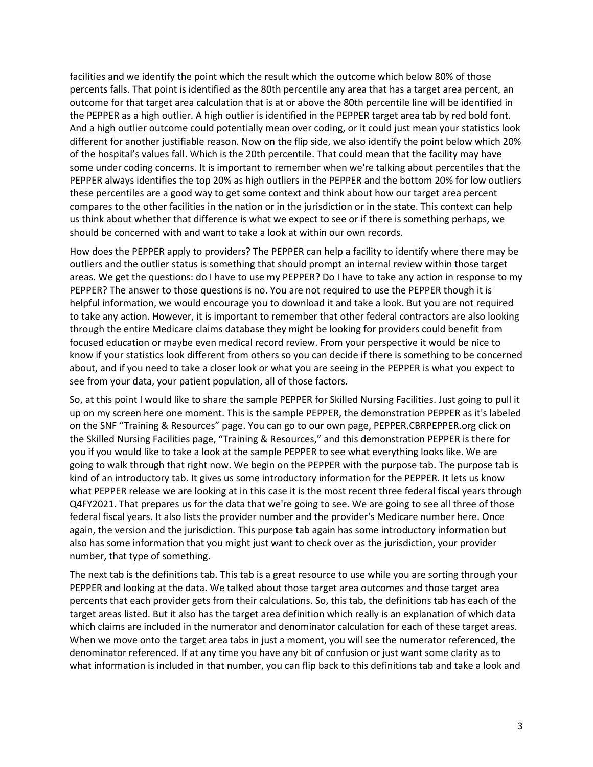facilities and we identify the point which the result which the outcome which below 80% of those percents falls. That point is identified as the 80th percentile any area that has a target area percent, an outcome for that target area calculation that is at or above the 80th percentile line will be identified in the PEPPER as a high outlier. A high outlier is identified in the PEPPER target area tab by red bold font. And a high outlier outcome could potentially mean over coding, or it could just mean your statistics look different for another justifiable reason. Now on the flip side, we also identify the point below which 20% of the hospital's values fall. Which is the 20th percentile. That could mean that the facility may have some under coding concerns. It is important to remember when we're talking about percentiles that the PEPPER always identifies the top 20% as high outliers in the PEPPER and the bottom 20% for low outliers these percentiles are a good way to get some context and think about how our target area percent compares to the other facilities in the nation or in the jurisdiction or in the state. This context can help us think about whether that difference is what we expect to see or if there is something perhaps, we should be concerned with and want to take a look at within our own records.

How does the PEPPER apply to providers? The PEPPER can help a facility to identify where there may be outliers and the outlier status is something that should prompt an internal review within those target areas. We get the questions: do I have to use my PEPPER? Do I have to take any action in response to my PEPPER? The answer to those questions is no. You are not required to use the PEPPER though it is helpful information, we would encourage you to download it and take a look. But you are not required to take any action. However, it is important to remember that other federal contractors are also looking through the entire Medicare claims database they might be looking for providers could benefit from focused education or maybe even medical record review. From your perspective it would be nice to know if your statistics look different from others so you can decide if there is something to be concerned about, and if you need to take a closer look or what you are seeing in the PEPPER is what you expect to see from your data, your patient population, all of those factors.

So, at this point I would like to share the sample PEPPER for Skilled Nursing Facilities. Just going to pull it up on my screen here one moment. This is the sample PEPPER, the demonstration PEPPER as it's labeled on the SNF "Training & Resources" page. You can go to our own page, PEPPER.CBRPEPPER.org click on the Skilled Nursing Facilities page, "Training & Resources," and this demonstration PEPPER is there for you if you would like to take a look at the sample PEPPER to see what everything looks like. We are going to walk through that right now. We begin on the PEPPER with the purpose tab. The purpose tab is kind of an introductory tab. It gives us some introductory information for the PEPPER. It lets us know what PEPPER release we are looking at in this case it is the most recent three federal fiscal years through Q4FY2021. That prepares us for the data that we're going to see. We are going to see all three of those federal fiscal years. It also lists the provider number and the provider's Medicare number here. Once again, the version and the jurisdiction. This purpose tab again has some introductory information but also has some information that you might just want to check over as the jurisdiction, your provider number, that type of something.

The next tab is the definitions tab. This tab is a great resource to use while you are sorting through your PEPPER and looking at the data. We talked about those target area outcomes and those target area percents that each provider gets from their calculations. So, this tab, the definitions tab has each of the target areas listed. But it also has the target area definition which really is an explanation of which data which claims are included in the numerator and denominator calculation for each of these target areas. When we move onto the target area tabs in just a moment, you will see the numerator referenced, the denominator referenced. If at any time you have any bit of confusion or just want some clarity as to what information is included in that number, you can flip back to this definitions tab and take a look and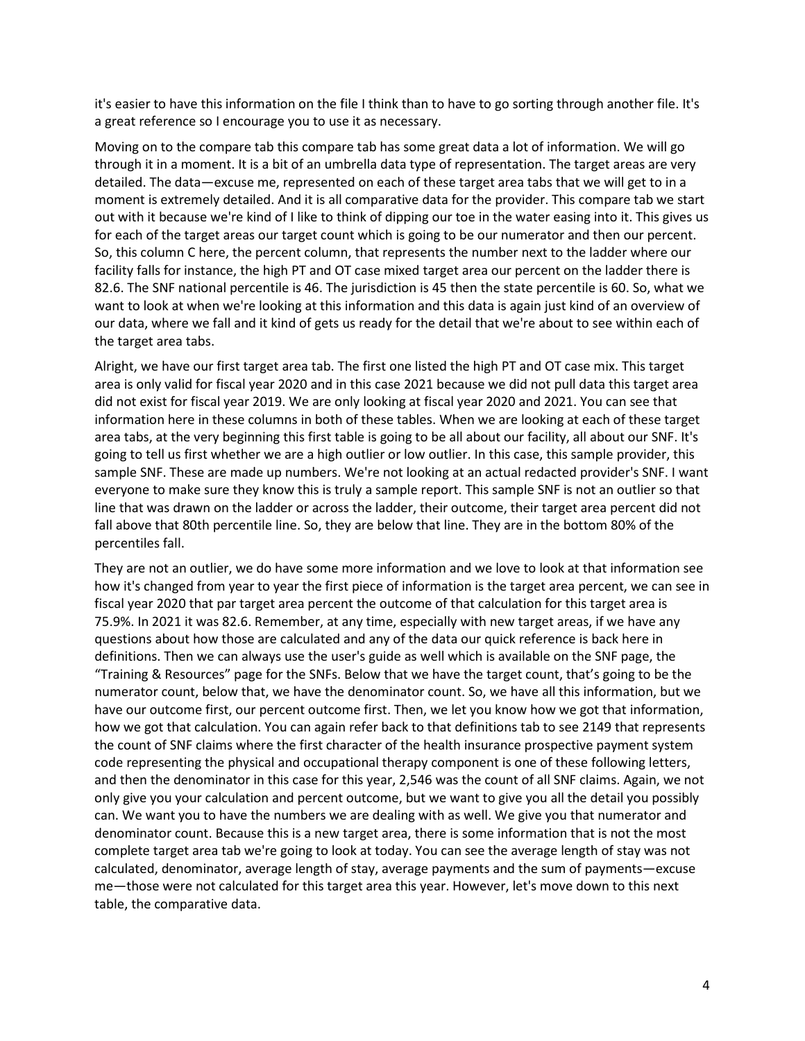it's easier to have this information on the file I think than to have to go sorting through another file. It's a great reference so I encourage you to use it as necessary.

Moving on to the compare tab this compare tab has some great data a lot of information. We will go through it in a moment. It is a bit of an umbrella data type of representation. The target areas are very detailed. The data—excuse me, represented on each of these target area tabs that we will get to in a moment is extremely detailed. And it is all comparative data for the provider. This compare tab we start out with it because we're kind of I like to think of dipping our toe in the water easing into it. This gives us for each of the target areas our target count which is going to be our numerator and then our percent. So, this column C here, the percent column, that represents the number next to the ladder where our facility falls for instance, the high PT and OT case mixed target area our percent on the ladder there is 82.6. The SNF national percentile is 46. The jurisdiction is 45 then the state percentile is 60. So, what we want to look at when we're looking at this information and this data is again just kind of an overview of our data, where we fall and it kind of gets us ready for the detail that we're about to see within each of the target area tabs.

Alright, we have our first target area tab. The first one listed the high PT and OT case mix. This target area is only valid for fiscal year 2020 and in this case 2021 because we did not pull data this target area did not exist for fiscal year 2019. We are only looking at fiscal year 2020 and 2021. You can see that information here in these columns in both of these tables. When we are looking at each of these target area tabs, at the very beginning this first table is going to be all about our facility, all about our SNF. It's going to tell us first whether we are a high outlier or low outlier. In this case, this sample provider, this sample SNF. These are made up numbers. We're not looking at an actual redacted provider's SNF. I want everyone to make sure they know this is truly a sample report. This sample SNF is not an outlier so that line that was drawn on the ladder or across the ladder, their outcome, their target area percent did not fall above that 80th percentile line. So, they are below that line. They are in the bottom 80% of the percentiles fall.

They are not an outlier, we do have some more information and we love to look at that information see how it's changed from year to year the first piece of information is the target area percent, we can see in fiscal year 2020 that par target area percent the outcome of that calculation for this target area is 75.9%. In 2021 it was 82.6. Remember, at any time, especially with new target areas, if we have any questions about how those are calculated and any of the data our quick reference is back here in definitions. Then we can always use the user's guide as well which is available on the SNF page, the "Training & Resources" page for the SNFs. Below that we have the target count, that's going to be the numerator count, below that, we have the denominator count. So, we have all this information, but we have our outcome first, our percent outcome first. Then, we let you know how we got that information, how we got that calculation. You can again refer back to that definitions tab to see 2149 that represents the count of SNF claims where the first character of the health insurance prospective payment system code representing the physical and occupational therapy component is one of these following letters, and then the denominator in this case for this year, 2,546 was the count of all SNF claims. Again, we not only give you your calculation and percent outcome, but we want to give you all the detail you possibly can. We want you to have the numbers we are dealing with as well. We give you that numerator and denominator count. Because this is a new target area, there is some information that is not the most complete target area tab we're going to look at today. You can see the average length of stay was not calculated, denominator, average length of stay, average payments and the sum of payments—excuse me—those were not calculated for this target area this year. However, let's move down to this next table, the comparative data.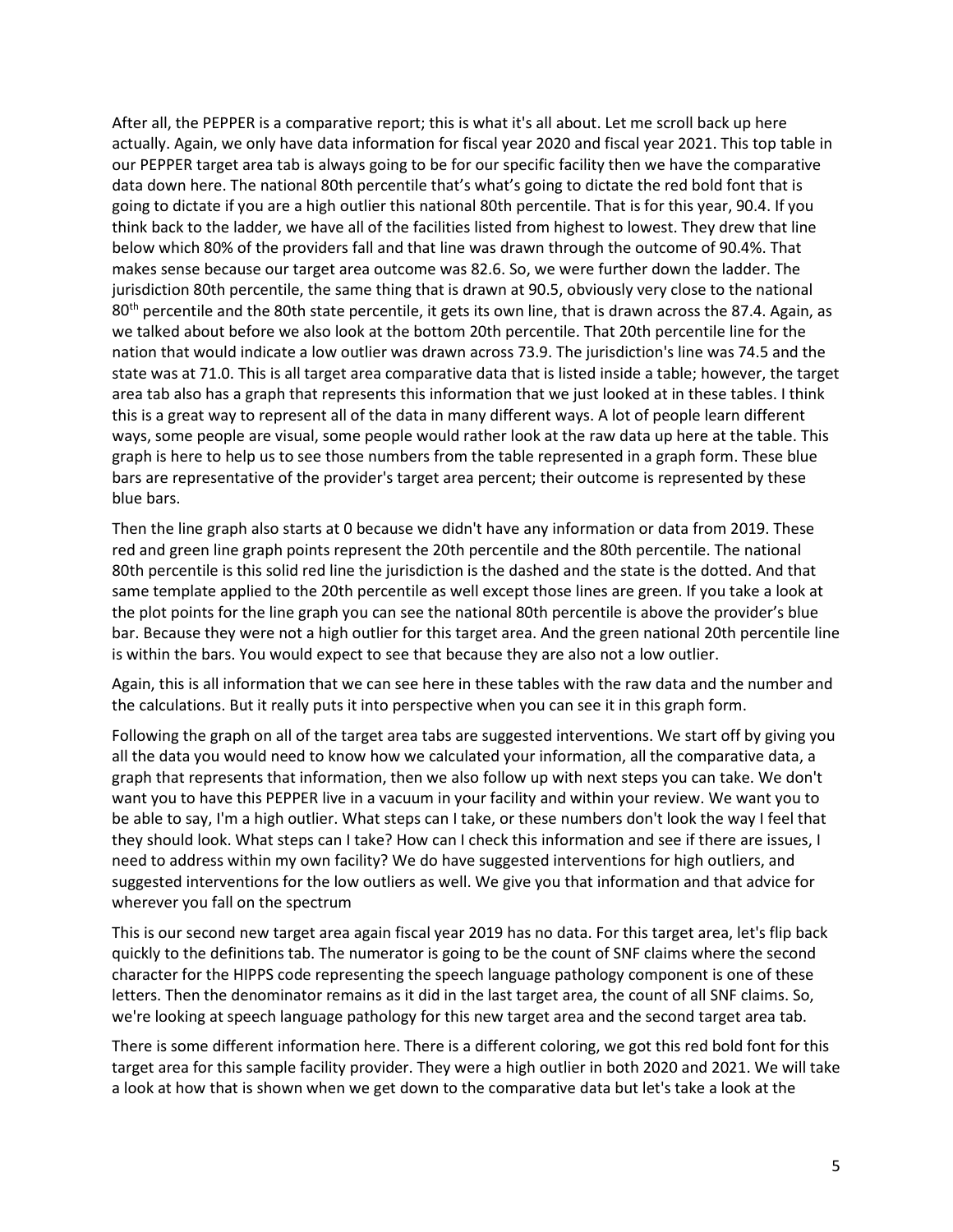After all, the PEPPER is a comparative report; this is what it's all about. Let me scroll back up here actually. Again, we only have data information for fiscal year 2020 and fiscal year 2021. This top table in our PEPPER target area tab is always going to be for our specific facility then we have the comparative data down here. The national 80th percentile that's what's going to dictate the red bold font that is going to dictate if you are a high outlier this national 80th percentile. That is for this year, 90.4. If you think back to the ladder, we have all of the facilities listed from highest to lowest. They drew that line below which 80% of the providers fall and that line was drawn through the outcome of 90.4%. That makes sense because our target area outcome was 82.6. So, we were further down the ladder. The jurisdiction 80th percentile, the same thing that is drawn at 90.5, obviously very close to the national 80th percentile and the 80th state percentile, it gets its own line, that is drawn across the 87.4. Again, as we talked about before we also look at the bottom 20th percentile. That 20th percentile line for the nation that would indicate a low outlier was drawn across 73.9. The jurisdiction's line was 74.5 and the state was at 71.0. This is all target area comparative data that is listed inside a table; however, the target area tab also has a graph that represents this information that we just looked at in these tables. I think this is a great way to represent all of the data in many different ways. A lot of people learn different ways, some people are visual, some people would rather look at the raw data up here at the table. This graph is here to help us to see those numbers from the table represented in a graph form. These blue bars are representative of the provider's target area percent; their outcome is represented by these blue bars.

Then the line graph also starts at 0 because we didn't have any information or data from 2019. These red and green line graph points represent the 20th percentile and the 80th percentile. The national 80th percentile is this solid red line the jurisdiction is the dashed and the state is the dotted. And that same template applied to the 20th percentile as well except those lines are green. If you take a look at the plot points for the line graph you can see the national 80th percentile is above the provider's blue bar. Because they were not a high outlier for this target area. And the green national 20th percentile line is within the bars. You would expect to see that because they are also not a low outlier.

Again, this is all information that we can see here in these tables with the raw data and the number and the calculations. But it really puts it into perspective when you can see it in this graph form.

Following the graph on all of the target area tabs are suggested interventions. We start off by giving you all the data you would need to know how we calculated your information, all the comparative data, a graph that represents that information, then we also follow up with next steps you can take. We don't want you to have this PEPPER live in a vacuum in your facility and within your review. We want you to be able to say, I'm a high outlier. What steps can I take, or these numbers don't look the way I feel that they should look. What steps can I take? How can I check this information and see if there are issues, I need to address within my own facility? We do have suggested interventions for high outliers, and suggested interventions for the low outliers as well. We give you that information and that advice for wherever you fall on the spectrum

This is our second new target area again fiscal year 2019 has no data. For this target area, let's flip back quickly to the definitions tab. The numerator is going to be the count of SNF claims where the second character for the HIPPS code representing the speech language pathology component is one of these letters. Then the denominator remains as it did in the last target area, the count of all SNF claims. So, we're looking at speech language pathology for this new target area and the second target area tab.

There is some different information here. There is a different coloring, we got this red bold font for this target area for this sample facility provider. They were a high outlier in both 2020 and 2021. We will take a look at how that is shown when we get down to the comparative data but let's take a look at the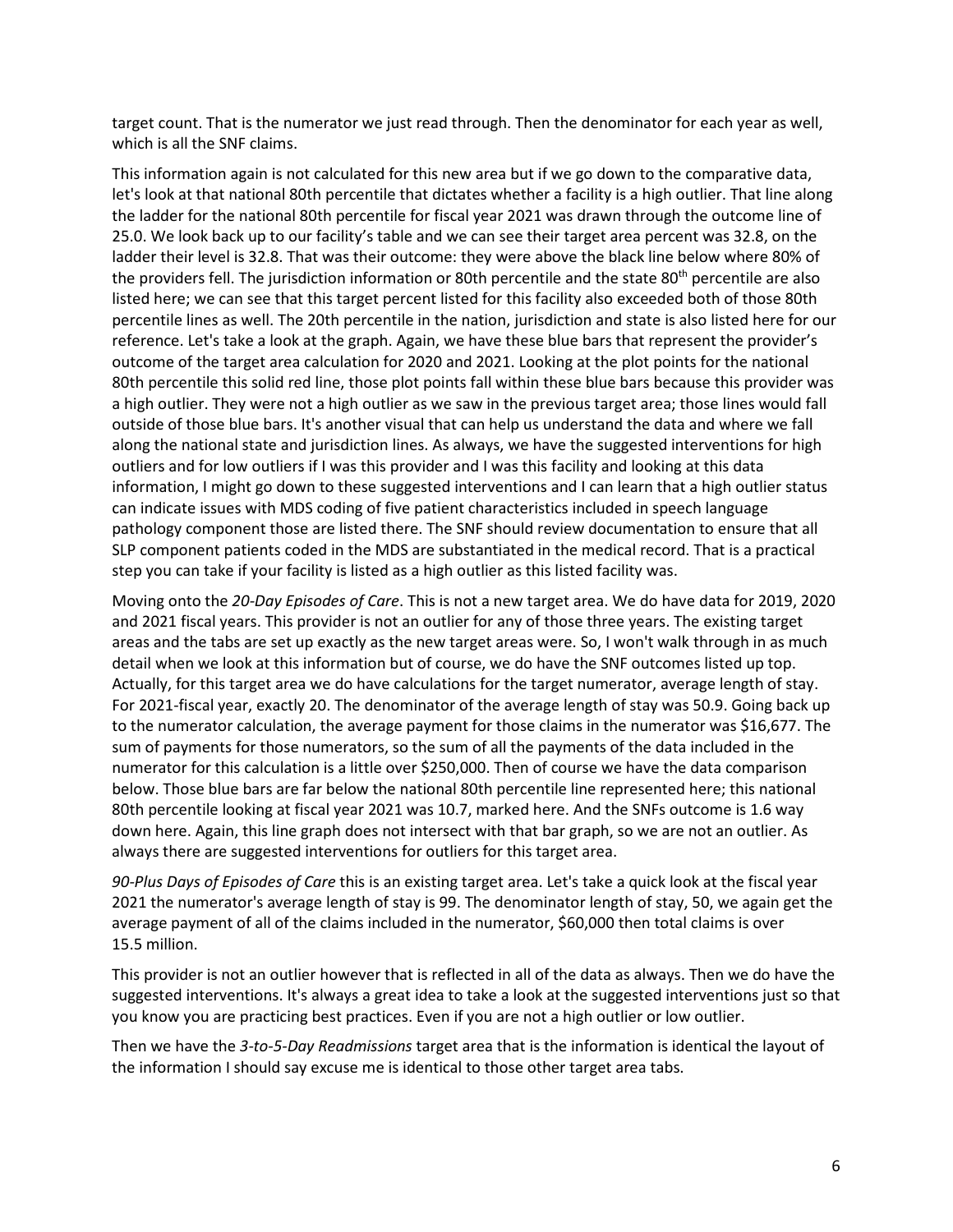target count. That is the numerator we just read through. Then the denominator for each year as well, which is all the SNF claims.

This information again is not calculated for this new area but if we go down to the comparative data, let's look at that national 80th percentile that dictates whether a facility is a high outlier. That line along the ladder for the national 80th percentile for fiscal year 2021 was drawn through the outcome line of 25.0. We look back up to our facility's table and we can see their target area percent was 32.8, on the ladder their level is 32.8. That was their outcome: they were above the black line below where 80% of the providers fell. The jurisdiction information or 80th percentile and the state 80th percentile are also listed here; we can see that this target percent listed for this facility also exceeded both of those 80th percentile lines as well. The 20th percentile in the nation, jurisdiction and state is also listed here for our reference. Let's take a look at the graph. Again, we have these blue bars that represent the provider's outcome of the target area calculation for 2020 and 2021. Looking at the plot points for the national 80th percentile this solid red line, those plot points fall within these blue bars because this provider was a high outlier. They were not a high outlier as we saw in the previous target area; those lines would fall outside of those blue bars. It's another visual that can help us understand the data and where we fall along the national state and jurisdiction lines. As always, we have the suggested interventions for high outliers and for low outliers if I was this provider and I was this facility and looking at this data information, I might go down to these suggested interventions and I can learn that a high outlier status can indicate issues with MDS coding of five patient characteristics included in speech language pathology component those are listed there. The SNF should review documentation to ensure that all SLP component patients coded in the MDS are substantiated in the medical record. That is a practical step you can take if your facility is listed as a high outlier as this listed facility was.

Moving onto the *20-Day Episodes of Care*. This is not a new target area. We do have data for 2019, 2020 and 2021 fiscal years. This provider is not an outlier for any of those three years. The existing target areas and the tabs are set up exactly as the new target areas were. So, I won't walk through in as much detail when we look at this information but of course, we do have the SNF outcomes listed up top. Actually, for this target area we do have calculations for the target numerator, average length of stay. For 2021-fiscal year, exactly 20. The denominator of the average length of stay was 50.9. Going back up to the numerator calculation, the average payment for those claims in the numerator was $16,677. The sum of payments for those numerators, so the sum of all the payments of the data included in the numerator for this calculation is a little over $250,000. Then of course we have the data comparison below. Those blue bars are far below the national 80th percentile line represented here; this national 80th percentile looking at fiscal year 2021 was 10.7, marked here. And the SNFs outcome is 1.6 way down here. Again, this line graph does not intersect with that bar graph, so we are not an outlier. As always there are suggested interventions for outliers for this target area.

*90-Plus Days of Episodes of Care* this is an existing target area. Let's take a quick look at the fiscal year 2021 the numerator's average length of stay is 99. The denominator length of stay, 50, we again get the average payment of all of the claims included in the numerator, $60,000 then total claims is over 15.5 million.

This provider is not an outlier however that is reflected in all of the data as always. Then we do have the suggested interventions. It's always a great idea to take a look at the suggested interventions just so that you know you are practicing best practices. Even if you are not a high outlier or low outlier.

Then we have the *3-to-5-Day Readmissions* target area that is the information is identical the layout of the information I should say excuse me is identical to those other target area tabs.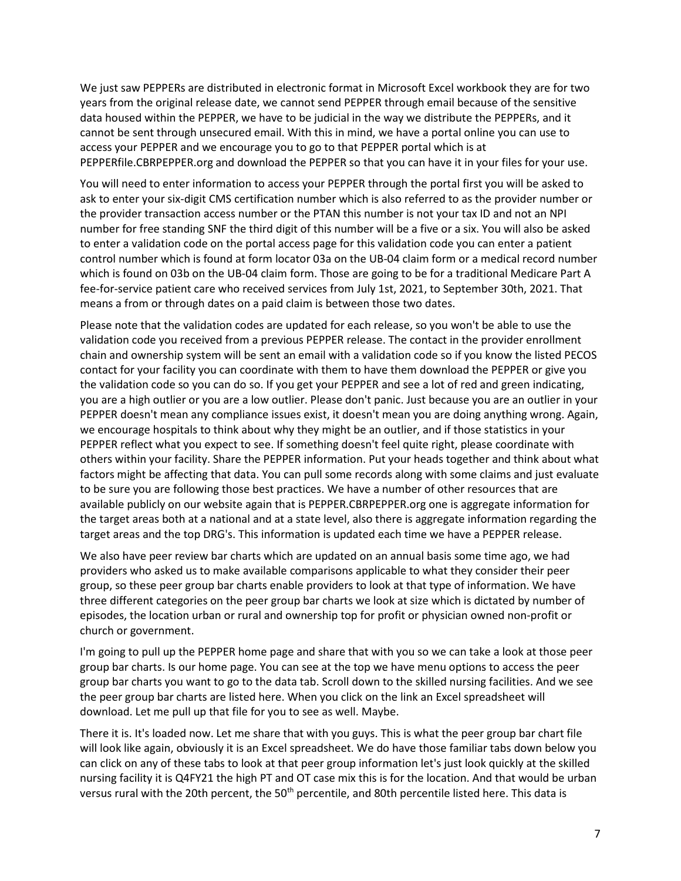We just saw PEPPERs are distributed in electronic format in Microsoft Excel workbook they are for two years from the original release date, we cannot send PEPPER through email because of the sensitive data housed within the PEPPER, we have to be judicial in the way we distribute the PEPPERs, and it cannot be sent through unsecured email. With this in mind, we have a portal online you can use to access your PEPPER and we encourage you to go to that PEPPER portal which is at PEPPERfile.CBRPEPPER.org and download the PEPPER so that you can have it in your files for your use.

You will need to enter information to access your PEPPER through the portal first you will be asked to ask to enter your six-digit CMS certification number which is also referred to as the provider number or the provider transaction access number or the PTAN this number is not your tax ID and not an NPI number for free standing SNF the third digit of this number will be a five or a six. You will also be asked to enter a validation code on the portal access page for this validation code you can enter a patient control number which is found at form locator 03a on the UB-04 claim form or a medical record number which is found on 03b on the UB-04 claim form. Those are going to be for a traditional Medicare Part A fee-for-service patient care who received services from July 1st, 2021, to September 30th, 2021. That means a from or through dates on a paid claim is between those two dates.

Please note that the validation codes are updated for each release, so you won't be able to use the validation code you received from a previous PEPPER release. The contact in the provider enrollment chain and ownership system will be sent an email with a validation code so if you know the listed PECOS contact for your facility you can coordinate with them to have them download the PEPPER or give you the validation code so you can do so. If you get your PEPPER and see a lot of red and green indicating, you are a high outlier or you are a low outlier. Please don't panic. Just because you are an outlier in your PEPPER doesn't mean any compliance issues exist, it doesn't mean you are doing anything wrong. Again, we encourage hospitals to think about why they might be an outlier, and if those statistics in your PEPPER reflect what you expect to see. If something doesn't feel quite right, please coordinate with others within your facility. Share the PEPPER information. Put your heads together and think about what factors might be affecting that data. You can pull some records along with some claims and just evaluate to be sure you are following those best practices. We have a number of other resources that are available publicly on our website again that is PEPPER.CBRPEPPER.org one is aggregate information for the target areas both at a national and at a state level, also there is aggregate information regarding the target areas and the top DRG's. This information is updated each time we have a PEPPER release.

We also have peer review bar charts which are updated on an annual basis some time ago, we had providers who asked us to make available comparisons applicable to what they consider their peer group, so these peer group bar charts enable providers to look at that type of information. We have three different categories on the peer group bar charts we look at size which is dictated by number of episodes, the location urban or rural and ownership top for profit or physician owned non-profit or church or government.

I'm going to pull up the PEPPER home page and share that with you so we can take a look at those peer group bar charts. Is our home page. You can see at the top we have menu options to access the peer group bar charts you want to go to the data tab. Scroll down to the skilled nursing facilities. And we see the peer group bar charts are listed here. When you click on the link an Excel spreadsheet will download. Let me pull up that file for you to see as well. Maybe.

There it is. It's loaded now. Let me share that with you guys. This is what the peer group bar chart file will look like again, obviously it is an Excel spreadsheet. We do have those familiar tabs down below you can click on any of these tabs to look at that peer group information let's just look quickly at the skilled nursing facility it is Q4FY21 the high PT and OT case mix this is for the location. And that would be urban versus rural with the 20th percent, the 50th percentile, and 80th percentile listed here. This data is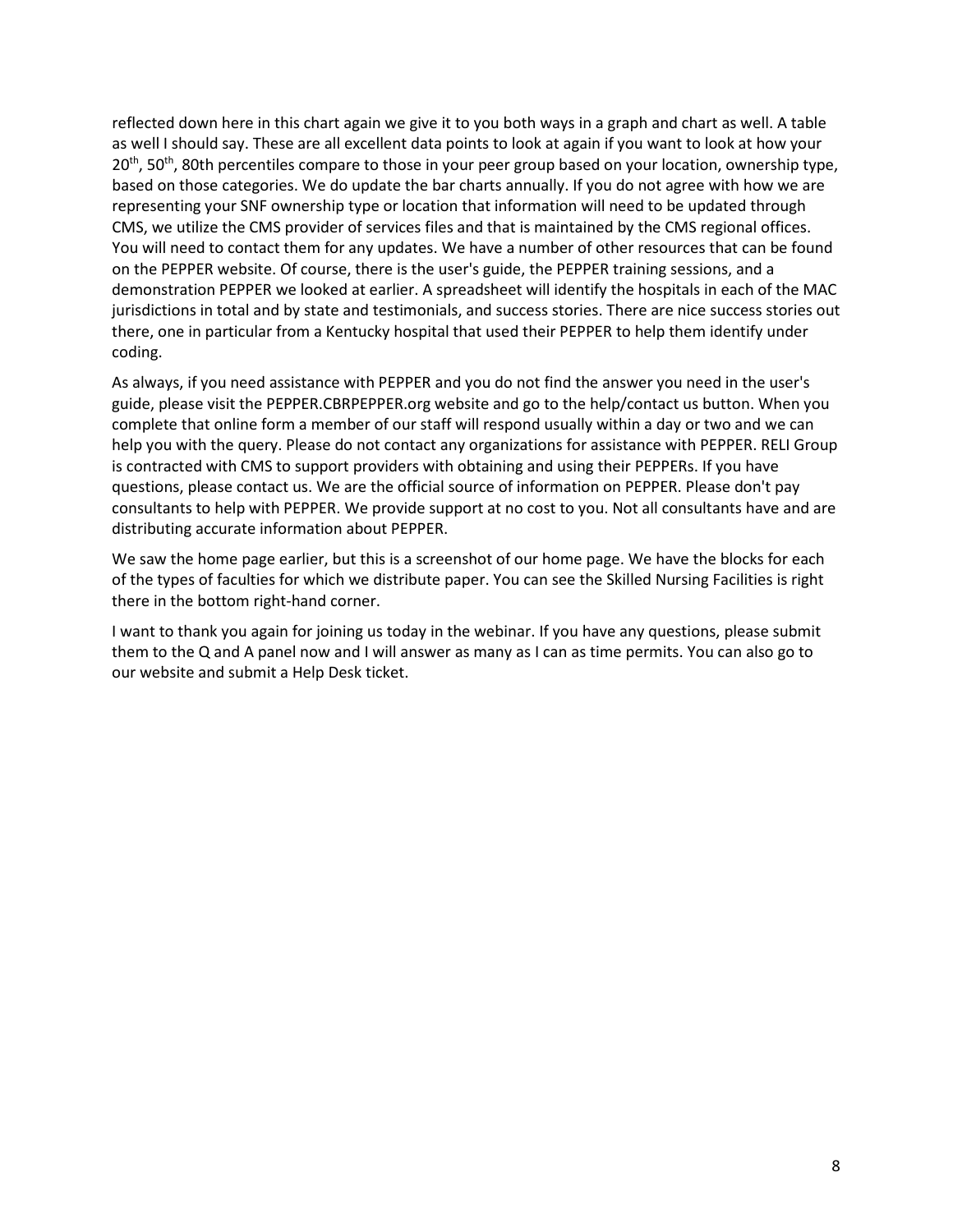reflected down here in this chart again we give it to you both ways in a graph and chart as well. A table as well I should say. These are all excellent data points to look at again if you want to look at how your 20th, 50th, 80th percentiles compare to those in your peer group based on your location, ownership type, based on those categories. We do update the bar charts annually. If you do not agree with how we are representing your SNF ownership type or location that information will need to be updated through CMS, we utilize the CMS provider of services files and that is maintained by the CMS regional offices. You will need to contact them for any updates. We have a number of other resources that can be found on the PEPPER website. Of course, there is the user's guide, the PEPPER training sessions, and a demonstration PEPPER we looked at earlier. A spreadsheet will identify the hospitals in each of the MAC jurisdictions in total and by state and testimonials, and success stories. There are nice success stories out there, one in particular from a Kentucky hospital that used their PEPPER to help them identify under coding.

As always, if you need assistance with PEPPER and you do not find the answer you need in the user's guide, please visit the PEPPER.CBRPEPPER.org website and go to the help/contact us button. When you complete that online form a member of our staff will respond usually within a day or two and we can help you with the query. Please do not contact any organizations for assistance with PEPPER. RELI Group is contracted with CMS to support providers with obtaining and using their PEPPERs. If you have questions, please contact us. We are the official source of information on PEPPER. Please don't pay consultants to help with PEPPER. We provide support at no cost to you. Not all consultants have and are distributing accurate information about PEPPER.

We saw the home page earlier, but this is a screenshot of our home page. We have the blocks for each of the types of faculties for which we distribute paper. You can see the Skilled Nursing Facilities is right there in the bottom right-hand corner.

I want to thank you again for joining us today in the webinar. If you have any questions, please submit them to the Q and A panel now and I will answer as many as I can as time permits. You can also go to our website and submit a Help Desk ticket.